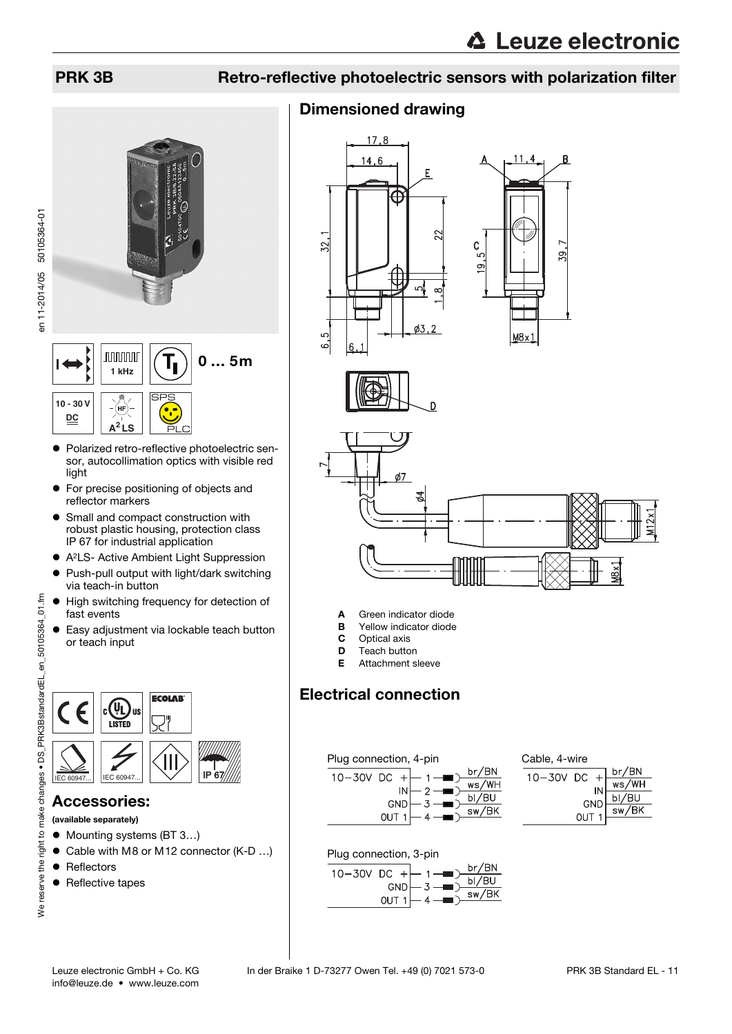# PRK 3B

## Retro-reflective photoelectric sensors with polarization filter

1 kHz

0 … 5m

10 - 30 V DC

A²LS

SPS PLC

- Polarized retro-reflective photoelectric sensor, autocollimation optics with visible red light
- For precise positioning of objects and reflector markers
- Small and compact construction with robust plastic housing, protection class IP 67 for industrial application
- A²LS- Active Ambient Light Suppression
- Push-pull output with light/dark switching via teach-in button
- High switching frequency for detection of fast events
- Easy adjustment via lockable teach button or teach input

IEC 60947... IEC 60947... IP 67

## Accessories:

**(available separately)**

- Mounting systems (BT 3…)
- Cable with M8 or M12 connector (K-D …)
- Reflectors
- Reflective tapes

## Dimensioned drawing

- **A** Green indicator diode
- **B** Yellow indicator diode
- **C** Optical axis
- **D** Teach button
- **E** Attachment sleeve

## Electrical connection

Plug connection, 4-pin

| Signal | Pin | Wire |
|---|---|---|
| 10–30V DC + | 1 | br/BN |
| IN | 2 | ws/WH |
| GND | 3 | bl/BU |
| OUT 1 | 4 | sw/BK |

Cable, 4-wire

| Signal | Wire |
|---|---|
| 10–30V DC + | br/BN |
| IN | ws/WH |
| GND | bl/BU |
| OUT 1 | sw/BK |

Plug connection, 3-pin

| Signal | Pin | Wire |
|---|---|---|
| 10–30V DC + | 1 | br/BN |
| GND | 3 | bl/BU |
| OUT 1 | 4 | sw/BK |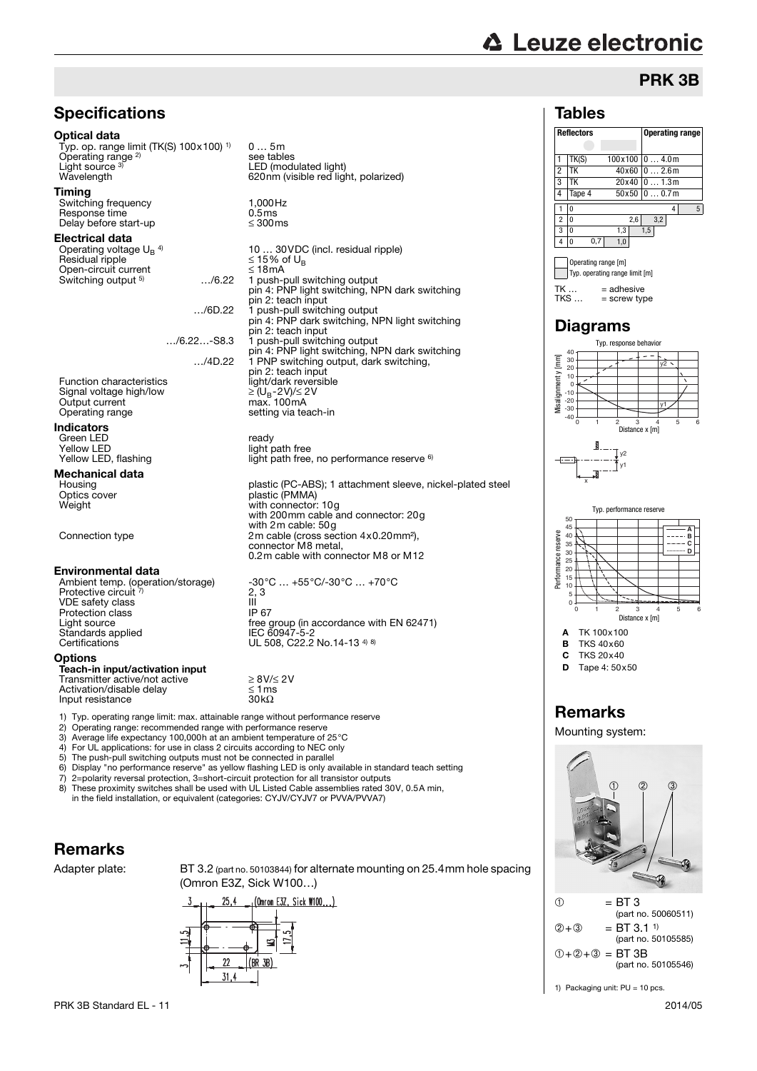## PRK 3B

## Specifications

### Optical data

| | |
|---|---|
| Typ. op. range limit (TK(S) 100x100) 1) | 0 … 5m |
| Operating range 2) | see tables |
| Light source 3) | LED (modulated light) |
| Wavelength | 620nm (visible red light, polarized) |

### Timing

| | |
|---|---|
| Switching frequency | 1,000Hz |
| Response time | 0.5ms |
| Delay before start-up | ≤ 300ms |

### Electrical data

| | | |
|---|---|---|
| Operating voltage $U_B$ 4) | | 10 … 30VDC (incl. residual ripple) |
| Residual ripple | | ≤ 15% of $U_B$ |
| Open-circuit current | | ≤ 18mA |
| Switching output 5) | …/6.22 | 1 push-pull switching output<br>pin 4: PNP light switching, NPN dark switching<br>pin 2: teach input |
| | …/6D.22 | 1 push-pull switching output<br>pin 4: PNP dark switching, NPN light switching<br>pin 2: teach input |
| | …/6.22…-S8.3 | 1 push-pull switching output<br>pin 4: PNP light switching, NPN dark switching |
| | …/4D.22 | 1 PNP switching output, dark switching,<br>pin 2: teach input |
| Function characteristics | | light/dark reversible |
| Signal voltage high/low | | ≥ ($U_B$-2V)/≤ 2V |
| Output current | | max. 100mA |
| Operating range | | setting via teach-in |

### Indicators

| | |
|---|---|
| Green LED | ready |
| Yellow LED | light path free |
| Yellow LED, flashing | light path free, no performance reserve 6) |

### Mechanical data

| | |
|---|---|
| Housing | plastic (PC-ABS); 1 attachment sleeve, nickel-plated steel |
| Optics cover | plastic (PMMA) |
| Weight | with connector: 10g<br>with 200mm cable and connector: 20g<br>with 2m cable: 50g |
| Connection type | 2m cable (cross section 4x0.20mm²),<br>connector M8 metal,<br>0.2m cable with connector M8 or M12 |

### Environmental data

| | |
|---|---|
| Ambient temp. (operation/storage) | -30°C … +55°C/-30°C … +70°C |
| Protective circuit 7) | 2, 3 |
| VDE safety class | III |
| Protection class | IP 67 |
| Light source | free group (in accordance with EN 62471) |
| Standards applied | IEC 60947-5-2 |
| Certifications | UL 508, C22.2 No.14-13 4) 8) |

### Options

**Teach-in input/activation input**

| | |
|---|---|
| Transmitter active/not active | ≥ 8V/≤ 2V |
| Activation/disable delay | ≤ 1ms |
| Input resistance | 30kΩ |

1) Typ. operating range limit: max. attainable range without performance reserve
2) Operating range: recommended range with performance reserve
3) Average life expectancy 100,000h at an ambient temperature of 25°C
4) For UL applications: for use in class 2 circuits according to NEC only
5) The push-pull switching outputs must not be connected in parallel
6) Display "no performance reserve" as yellow flashing LED is only available in standard teach setting
7) 2=polarity reversal protection, 3=short-circuit protection for all transistor outputs
8) These proximity switches shall be used with UL Listed Cable assemblies rated 30V, 0.5A min, in the field installation, or equivalent (categories: CYJV/CYJV7 or PVVA/PVVA7)

## Remarks

Adapter plate: BT 3.2 (part no. 50103844) for alternate mounting on 25.4mm hole spacing (Omron E3Z, Sick W100…)

## Tables

| | Reflectors | | Operating range |
|---|---|---|---|
| 1 | TK(S) | 100x100 | 0 … 4.0m |
| 2 | TK | 40x60 | 0 … 2.6m |
| 3 | TK | 20x40 | 0 … 1.3m |
| 4 | Tape 4 | 50x50 | 0 … 0.7m |

| | Operating range [m] | Typ. operating range limit [m] |
|---|---|---|
| 1 | 0 … 4 | 5 |
| 2 | 0 … 2,6 | 3,2 |
| 3 | 0 … 1,3 | 1,5 |
| 4 | 0 … 0,7 | 1,0 |

TK … = adhesive
TKS … = screw type

## Diagrams

Typ. response behavior

Typ. performance reserve

**A** TK 100x100
**B** TKS 40x60
**C** TKS 20x40
**D** Tape 4: 50x50

## Remarks

Mounting system:

① = BT 3 (part no. 50060511)
②+③ = BT 3.1 1) (part no. 50105585)
①+②+③ = BT 3B (part no. 50105546)

1) Packaging unit: PU = 10 pcs.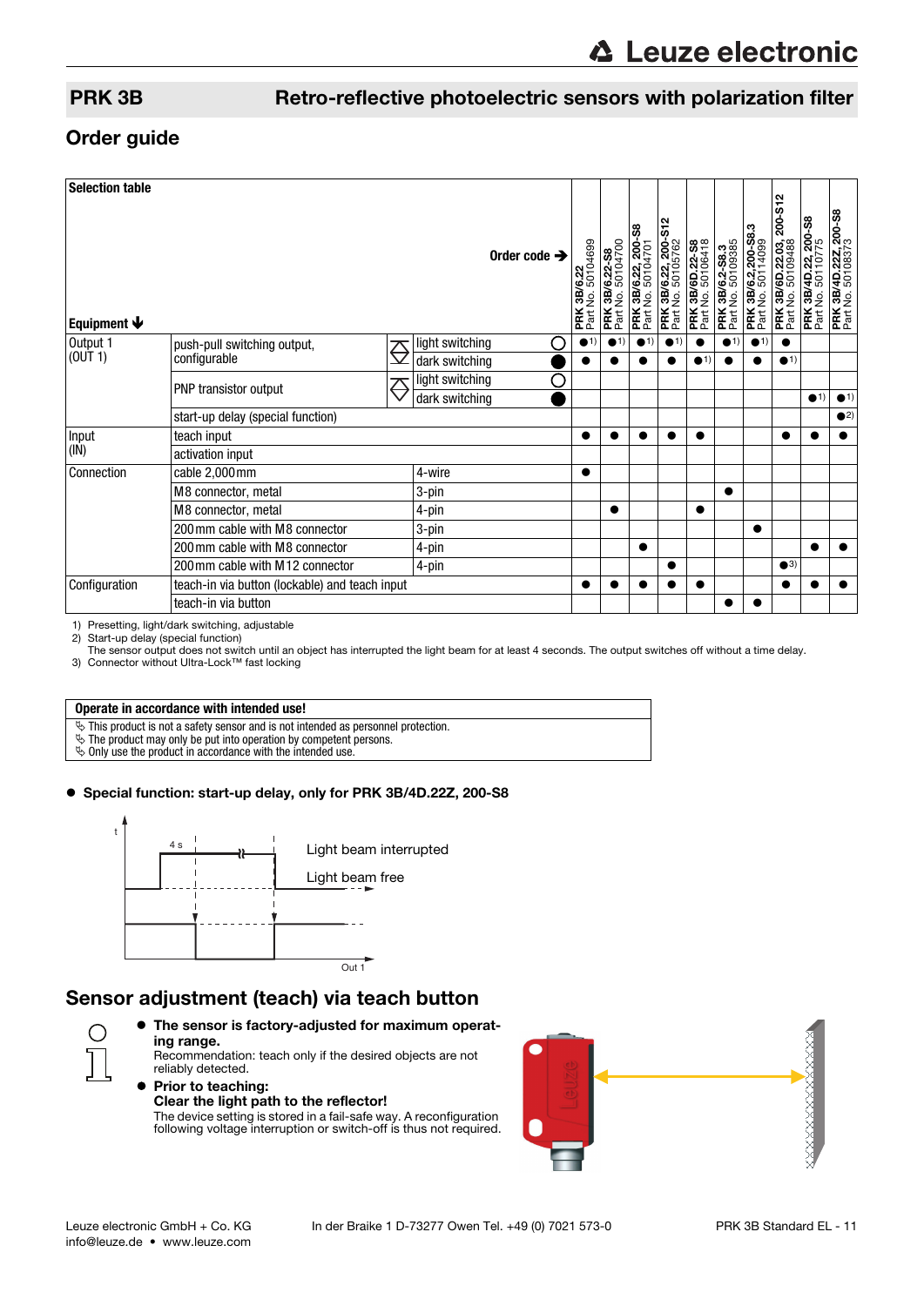## PRK 3B — Retro-reflective photoelectric sensors with polarization filter

## Order guide

**Selection table**

| Equipment ↓ | | Order code → | PRK 3B/6.22 Part No. 50104699 | PRK 3B/6.22-S8 Part No. 50104700 | PRK 3B/6.22, 200-S8 Part No. 50104701 | PRK 3B/6.22, 200-S12 Part No. 50105762 | PRK 3B/6D.22-S8 Part No. 50106418 | PRK 3B/6.2-S8.3 Part No. 50109385 | PRK 3B/6.2,200-S8.3 Part No. 50114099 | PRK 3B/6D.22.03, 200-S12 Part No. 50109488 | PRK 3B/4D.22, 200-S8 Part No. 50110775 | PRK 3B/4D.22Z, 200-S8 Part No. 50108373 |
|---|---|---|---|---|---|---|---|---|---|---|---|---|
| Output 1 (OUT 1) | push-pull switching output, configurable | light switching ○ | ●1) | ●1) | ●1) | ●1) | ● | ●1) | ●1) | ● | | |
| | | dark switching ● | ● | ● | ● | ● | ●1) | ● | ● | ●1) | | |
| | PNP transistor output | light switching ○ | | | | | | | | | | |
| | | dark switching ● | | | | | | | | | ●1) | ●1) |
| | start-up delay (special function) | | | | | | | | | | | ●2) |
| Input (IN) | teach input | | ● | ● | ● | ● | ● | | | ● | ● | ● |
| | activation input | | | | | | | | | | | |
| Connection | cable 2,000mm | 4-wire | ● | | | | | | | | | |
| | M8 connector, metal | 3-pin | | | | | | ● | | | | |
| | M8 connector, metal | 4-pin | | ● | | | ● | | | | | |
| | 200mm cable with M8 connector | 3-pin | | | | | | | ● | | | |
| | 200mm cable with M8 connector | 4-pin | | | ● | | | | | | ● | ● |
| | 200mm cable with M12 connector | 4-pin | | | | ● | | | | ●3) | | |
| Configuration | teach-in via button (lockable) and teach input | | ● | ● | ● | ● | ● | | | ● | ● | ● |
| | teach-in via button | | | | | | | ● | ● | | | |

1) Presetting, light/dark switching, adjustable
2) Start-up delay (special function)
The sensor output does not switch until an object has interrupted the light beam for at least 4 seconds. The output switches off without a time delay.
3) Connector without Ultra-Lock™ fast locking

**Operate in accordance with intended use!**

- This product is not a safety sensor and is not intended as personnel protection.
- The product may only be put into operation by competent persons.
- Only use the product in accordance with the intended use.

● **Special function: start-up delay, only for PRK 3B/4D.22Z, 200-S8**

t, 4 s, Light beam interrupted, Light beam free, Out 1

## Sensor adjustment (teach) via teach button

- **The sensor is factory-adjusted for maximum operating range.**
  Recommendation: teach only if the desired objects are not reliably detected.
- **Prior to teaching:**
  **Clear the light path to the reflector!**
  The device setting is stored in a fail-safe way. A reconfiguration following voltage interruption or switch-off is thus not required.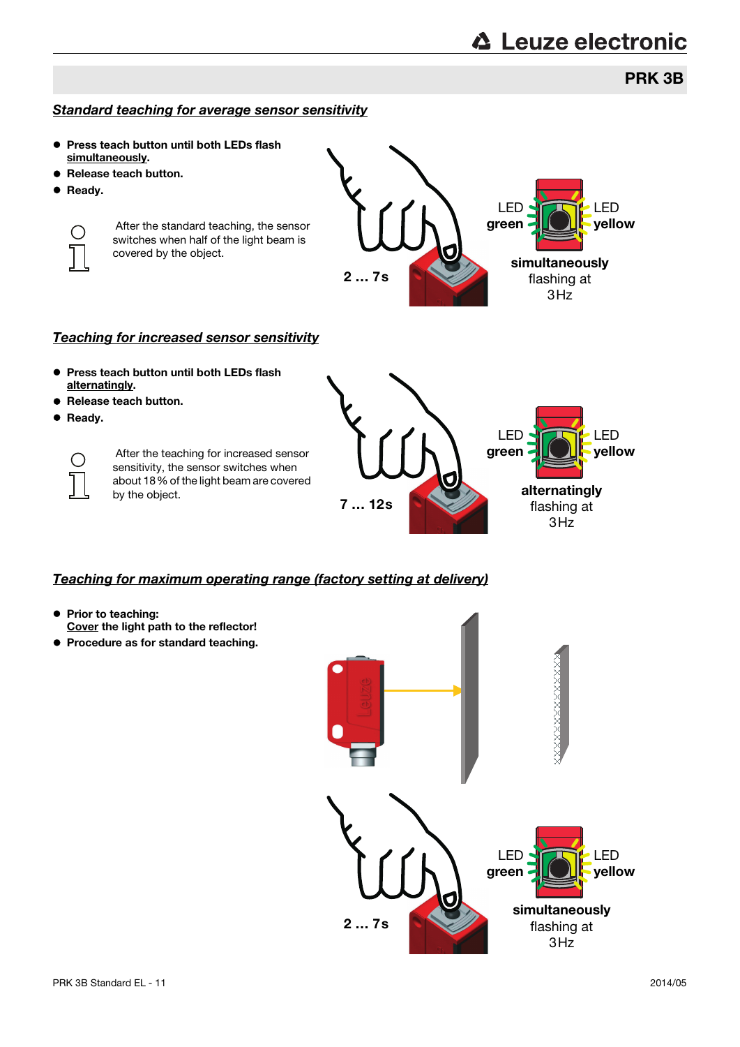## *Standard teaching for average sensor sensitivity*

- **Press teach button until both LEDs flash simultaneously.**
- **Release teach button.**
- **Ready.**

After the standard teaching, the sensor switches when half of the light beam is covered by the object.

2 … 7s

LED **green** LED **yellow**

**simultaneously** flashing at 3Hz

## *Teaching for increased sensor sensitivity*

- **Press teach button until both LEDs flash alternatingly.**
- **Release teach button.**
- **Ready.**

After the teaching for increased sensor sensitivity, the sensor switches when about 18 % of the light beam are covered by the object.

7 … 12s

LED **green** LED **yellow**

**alternatingly** flashing at 3Hz

## *Teaching for maximum operating range (factory setting at delivery)*

- **Prior to teaching:**
  **Cover the light path to the reflector!**
- **Procedure as for standard teaching.**

2 … 7s

LED **green** LED **yellow**

**simultaneously** flashing at 3Hz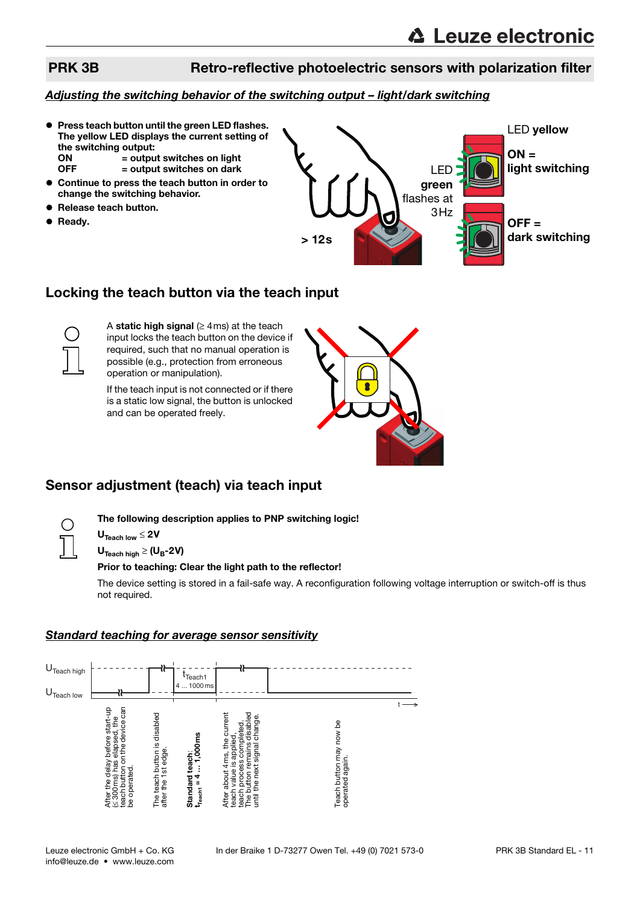## PRK 3B — Retro-reflective photoelectric sensors with polarization filter

### *Adjusting the switching behavior of the switching output – light/dark switching*

- **Press teach button until the green LED flashes. The yellow LED displays the current setting of the switching output:**
  **ON = output switches on light**
  **OFF = output switches on dark**
- **Continue to press the teach button in order to change the switching behavior.**
- **Release teach button.**
- **Ready.**

> 12s

LED **green** flashes at 3 Hz

LED **yellow**

**ON = light switching**

**OFF = dark switching**

## Locking the teach button via the teach input

A **static high signal** (≥ 4 ms) at the teach input locks the teach button on the device if required, such that no manual operation is possible (e.g., protection from erroneous operation or manipulation).

If the teach input is not connected or if there is a static low signal, the button is unlocked and can be operated freely.

## Sensor adjustment (teach) via teach input

**The following description applies to PNP switching logic!**

**$U_{Teach\ low} \leq 2V$**

**$U_{Teach\ high} \geq (U_B - 2V)$**

**Prior to teaching: Clear the light path to the reflector!**

The device setting is stored in a fail-safe way. A reconfiguration following voltage interruption or switch-off is thus not required.

### *Standard teaching for average sensor sensitivity*

$U_{Teach\ high}$

$U_{Teach\ low}$

$t_{Teach1}$ 4 … 1000 ms

t

- After the delay before start-up (≤ 300 ms) has elapsed, the teach button on the device can be operated.
- The teach button is disabled after the 1st edge.
- **Standard teach: $t_{Teach1}$ = 4 … 1,000 ms**
- After about 4 ms, the current teach value is applied, teach process completed. The button remains disabled until the next signal change.
- Teach button may now be operated again.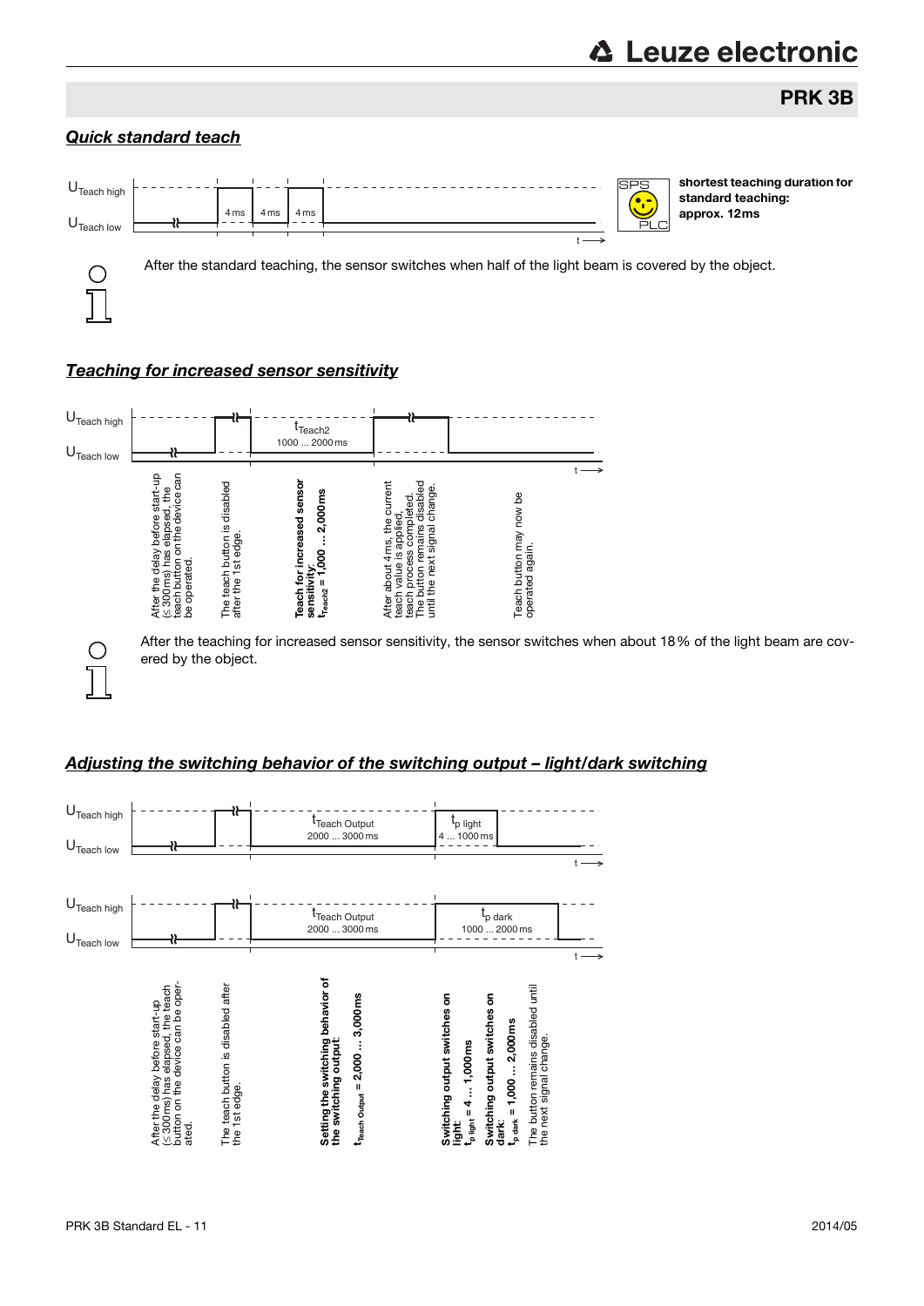## Quick standard teach

$U_{Teach\ high}$

$U_{Teach\ low}$

4 ms 4 ms 4 ms

t

SPS

PLC

**shortest teaching duration for standard teaching: approx. 12ms**

After the standard teaching, the sensor switches when half of the light beam is covered by the object.

## Teaching for increased sensor sensitivity

$U_{Teach\ high}$

$U_{Teach\ low}$

$t_{Teach2}$

1000 … 2000 ms

t

After the delay before start-up (≤ 300 ms) has elapsed, the teach button on the device can be operated.

The teach button is disabled after the 1st edge.

**Teach for increased sensor sensitivity:**
**$t_{Teach2}$ = 1,000 … 2,000 ms**

After about 4 ms, the current teach value is applied, teach process completed. The button remains disabled until the next signal change.

Teach button may now be operated again.

After the teaching for increased sensor sensitivity, the sensor switches when about 18 % of the light beam are covered by the object.

## Adjusting the switching behavior of the switching output – light/dark switching

$U_{Teach\ high}$

$U_{Teach\ low}$

$t_{Teach\ Output}$

2000 … 3000 ms

$t_{p\ light}$

4 … 1000 ms

t

$U_{Teach\ high}$

$U_{Teach\ low}$

$t_{Teach\ Output}$

2000 … 3000 ms

$t_{p\ dark}$

1000 … 2000 ms

t

After the delay before start-up (≤ 300 ms) has elapsed, the teach button on the device can be operated.

The teach button is disabled after the 1st edge.

**Setting the switching behavior of the switching output:**

**$t_{Teach\ Output}$ = 2,000 … 3,000 ms**

**Switching output switches on light:**
**$t_{p\ light}$ = 4 … 1,000 ms**

**Switching output switches on dark:**
**$t_{p\ dark}$ = 1,000 … 2,000 ms**

The button remains disabled until the next signal change.